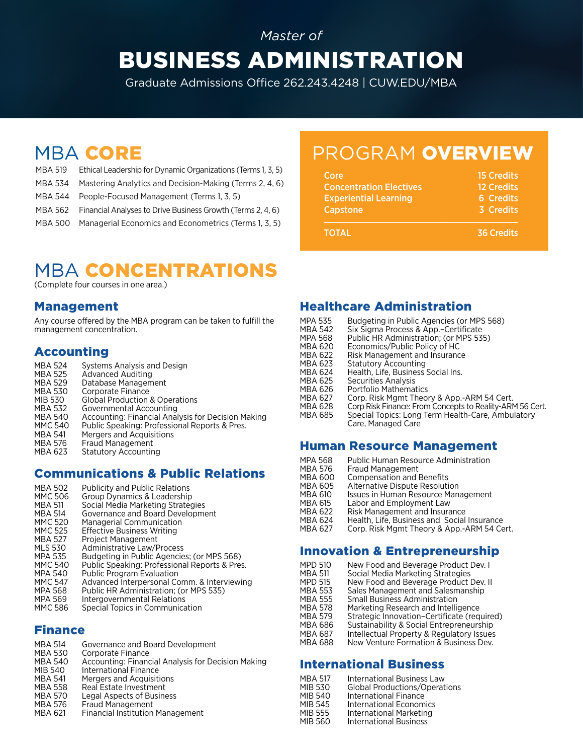*Master of*

# BUSINESS ADMINISTRATION

Graduate Admissions Office 262.243.4248 | CUW.EDU/MBA

## MBA CORE

| | |
|---|---|
| MBA 519 | Ethical Leadership for Dynamic Organizations (Terms 1, 3, 5) |
| MBA 534 | Mastering Analytics and Decision-Making (Terms 2, 4, 6) |
| MBA 544 | People-Focused Management (Terms 1, 3, 5) |
| MBA 562 | Financial Analyses to Drive Business Growth (Terms 2, 4, 6) |
| MBA 500 | Managerial Economics and Econometrics (Terms 1, 3, 5) |

## PROGRAM OVERVIEW

| | |
|---|---|
| Core | 15 Credits |
| Concentration Electives | 12 Credits |
| Experiential Learning | 6 Credits |
| Capstone | 3 Credits |
| TOTAL | 36 Credits |

## MBA CONCENTRATIONS

(Complete four courses in one area.)

### Management

Any course offered by the MBA program can be taken to fulfill the management concentration.

### Accounting

| | |
|---|---|
| MBA 524 | Systems Analysis and Design |
| MBA 525 | Advanced Auditing |
| MBA 529 | Database Management |
| MBA 530 | Corporate Finance |
| MIB 530 | Global Production & Operations |
| MBA 532 | Governmental Accounting |
| MBA 540 | Accounting: Financial Analysis for Decision Making |
| MMC 540 | Public Speaking: Professional Reports & Pres. |
| MBA 541 | Mergers and Acquisitions |
| MBA 576 | Fraud Management |
| MBA 623 | Statutory Accounting |

### Communications & Public Relations

| | |
|---|---|
| MBA 502 | Publicity and Public Relations |
| MMC 506 | Group Dynamics & Leadership |
| MBA 511 | Social Media Marketing Strategies |
| MBA 514 | Governance and Board Development |
| MMC 520 | Managerial Communication |
| MMC 525 | Effective Business Writing |
| MBA 527 | Project Management |
| MLS 530 | Administrative Law/Process |
| MPA 535 | Budgeting in Public Agencies; (or MPS 568) |
| MMC 540 | Public Speaking: Professional Reports & Pres. |
| MPA 540 | Public Program Evaluation |
| MMC 547 | Advanced Interpersonal Comm. & Interviewing |
| MPA 568 | Public HR Administration; (or MPS 535) |
| MPA 569 | Intergovernmental Relations |
| MMC 586 | Special Topics in Communication |

### Finance

| | |
|---|---|
| MBA 514 | Governance and Board Development |
| MBA 530 | Corporate Finance |
| MBA 540 | Accounting: Financial Analysis for Decision Making |
| MIB 540 | International Finance |
| MBA 541 | Mergers and Acquisitions |
| MBA 558 | Real Estate Investment |
| MBA 570 | Legal Aspects of Business |
| MBA 576 | Fraud Management |
| MBA 621 | Financial Institution Management |

### Healthcare Administration

| | |
|---|---|
| MPA 535 | Budgeting in Public Agencies (or MPS 568) |
| MBA 542 | Six Sigma Process & App.–Certificate |
| MPA 568 | Public HR Administration; (or MPS 535) |
| MBA 620 | Economics/Public Policy of HC |
| MBA 622 | Risk Management and Insurance |
| MBA 623 | Statutory Accounting |
| MBA 624 | Health, Life, Business Social Ins. |
| MBA 625 | Securities Analysis |
| MBA 626 | Portfolio Mathematics |
| MBA 627 | Corp. Risk Mgmt Theory & App.-ARM 54 Cert. |
| MBA 628 | Corp Risk Finance: From Concepts to Reality-ARM 56 Cert. |
| MBA 685 | Special Topics: Long Term Health-Care, Ambulatory Care, Managed Care |

### Human Resource Management

| | |
|---|---|
| MPA 568 | Public Human Resource Administration |
| MBA 576 | Fraud Management |
| MBA 600 | Compensation and Benefits |
| MBA 605 | Alternative Dispute Resolution |
| MBA 610 | Issues in Human Resource Management |
| MBA 615 | Labor and Employment Law |
| MBA 622 | Risk Management and Insurance |
| MBA 624 | Health, Life, Business and Social Insurance |
| MBA 627 | Corp. Risk Mgmt Theory & App.-ARM 54 Cert. |

### Innovation & Entrepreneurship

| | |
|---|---|
| MPD 510 | New Food and Beverage Product Dev. I |
| MBA 511 | Social Media Marketing Strategies |
| MPD 515 | New Food and Beverage Product Dev. II |
| MBA 553 | Sales Management and Salesmanship |
| MBA 555 | Small Business Administration |
| MBA 578 | Marketing Research and Intelligence |
| MBA 579 | Strategic Innovation–Certificate (required) |
| MBA 686 | Sustainability & Social Entrepreneurship |
| MBA 687 | Intellectual Property & Regulatory Issues |
| MBA 688 | New Venture Formation & Business Dev. |

### International Business

| | |
|---|---|
| MBA 517 | International Business Law |
| MIB 530 | Global Productions/Operations |
| MIB 540 | International Finance |
| MIB 545 | International Economics |
| MIB 555 | International Marketing |
| MIB 560 | International Business |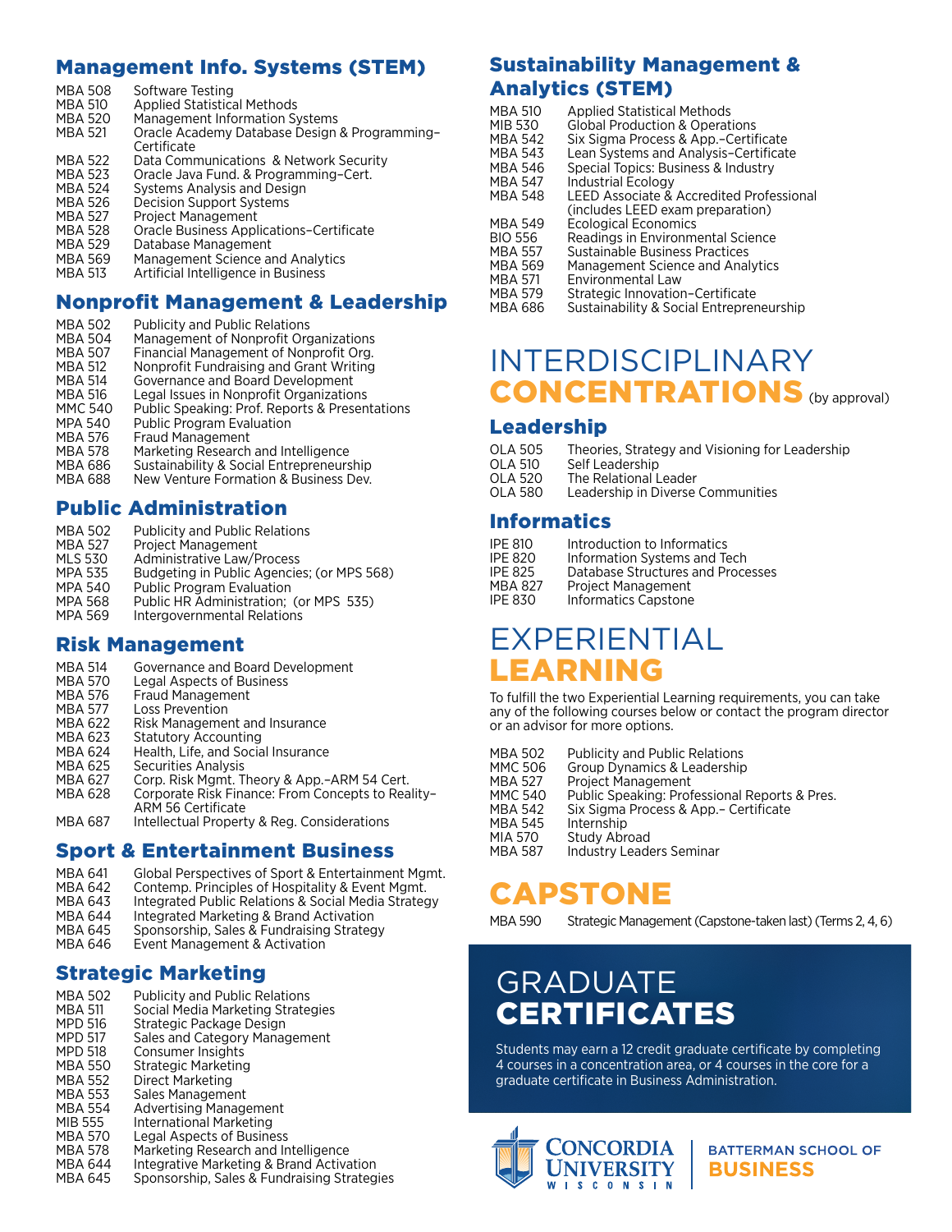## Management Info. Systems (STEM)

| | |
|---|---|
| MBA 508 | Software Testing |
| MBA 510 | Applied Statistical Methods |
| MBA 520 | Management Information Systems |
| MBA 521 | Oracle Academy Database Design & Programming–Certificate |
| MBA 522 | Data Communications & Network Security |
| MBA 523 | Oracle Java Fund. & Programming–Cert. |
| MBA 524 | Systems Analysis and Design |
| MBA 526 | Decision Support Systems |
| MBA 527 | Project Management |
| MBA 528 | Oracle Business Applications–Certificate |
| MBA 529 | Database Management |
| MBA 569 | Management Science and Analytics |
| MBA 513 | Artificial Intelligence in Business |

## Nonprofit Management & Leadership

| | |
|---|---|
| MBA 502 | Publicity and Public Relations |
| MBA 504 | Management of Nonprofit Organizations |
| MBA 507 | Financial Management of Nonprofit Org. |
| MBA 512 | Nonprofit Fundraising and Grant Writing |
| MBA 514 | Governance and Board Development |
| MBA 516 | Legal Issues in Nonprofit Organizations |
| MMC 540 | Public Speaking: Prof. Reports & Presentations |
| MPA 540 | Public Program Evaluation |
| MBA 576 | Fraud Management |
| MBA 578 | Marketing Research and Intelligence |
| MBA 686 | Sustainability & Social Entrepreneurship |
| MBA 688 | New Venture Formation & Business Dev. |

## Public Administration

| | |
|---|---|
| MBA 502 | Publicity and Public Relations |
| MBA 527 | Project Management |
| MLS 530 | Administrative Law/Process |
| MPA 535 | Budgeting in Public Agencies; (or MPS 568) |
| MPA 540 | Public Program Evaluation |
| MPA 568 | Public HR Administration; (or MPS 535) |
| MPA 569 | Intergovernmental Relations |

## Risk Management

| | |
|---|---|
| MBA 514 | Governance and Board Development |
| MBA 570 | Legal Aspects of Business |
| MBA 576 | Fraud Management |
| MBA 577 | Loss Prevention |
| MBA 622 | Risk Management and Insurance |
| MBA 623 | Statutory Accounting |
| MBA 624 | Health, Life, and Social Insurance |
| MBA 625 | Securities Analysis |
| MBA 627 | Corp. Risk Mgmt. Theory & App.–ARM 54 Cert. |
| MBA 628 | Corporate Risk Finance: From Concepts to Reality–ARM 56 Certificate |
| MBA 687 | Intellectual Property & Reg. Considerations |

## Sport & Entertainment Business

| | |
|---|---|
| MBA 641 | Global Perspectives of Sport & Entertainment Mgmt. |
| MBA 642 | Contemp. Principles of Hospitality & Event Mgmt. |
| MBA 643 | Integrated Public Relations & Social Media Strategy |
| MBA 644 | Integrated Marketing & Brand Activation |
| MBA 645 | Sponsorship, Sales & Fundraising Strategy |
| MBA 646 | Event Management & Activation |

## Strategic Marketing

| | |
|---|---|
| MBA 502 | Publicity and Public Relations |
| MBA 511 | Social Media Marketing Strategies |
| MPD 516 | Strategic Package Design |
| MPD 517 | Sales and Category Management |
| MPD 518 | Consumer Insights |
| MBA 550 | Strategic Marketing |
| MBA 552 | Direct Marketing |
| MBA 553 | Sales Management |
| MBA 554 | Advertising Management |
| MIB 555 | International Marketing |
| MBA 570 | Legal Aspects of Business |
| MBA 578 | Marketing Research and Intelligence |
| MBA 644 | Integrative Marketing & Brand Activation |
| MBA 645 | Sponsorship, Sales & Fundraising Strategies |

## Sustainability Management & Analytics (STEM)

| | |
|---|---|
| MBA 510 | Applied Statistical Methods |
| MIB 530 | Global Production & Operations |
| MBA 542 | Six Sigma Process & App.–Certificate |
| MBA 543 | Lean Systems and Analysis–Certificate |
| MBA 546 | Special Topics: Business & Industry |
| MBA 547 | Industrial Ecology |
| MBA 548 | LEED Associate & Accredited Professional (includes LEED exam preparation) |
| MBA 549 | Ecological Economics |
| BIO 556 | Readings in Environmental Science |
| MBA 557 | Sustainable Business Practices |
| MBA 569 | Management Science and Analytics |
| MBA 571 | Environmental Law |
| MBA 579 | Strategic Innovation–Certificate |
| MBA 686 | Sustainability & Social Entrepreneurship |

# INTERDISCIPLINARY CONCENTRATIONS (by approval)

## Leadership

| | |
|---|---|
| OLA 505 | Theories, Strategy and Visioning for Leadership |
| OLA 510 | Self Leadership |
| OLA 520 | The Relational Leader |
| OLA 580 | Leadership in Diverse Communities |

## Informatics

| | |
|---|---|
| IPE 810 | Introduction to Informatics |
| IPE 820 | Information Systems and Tech |
| IPE 825 | Database Structures and Processes |
| MBA 827 | Project Management |
| IPE 830 | Informatics Capstone |

# EXPERIENTIAL LEARNING

To fulfill the two Experiential Learning requirements, you can take any of the following courses below or contact the program director or an advisor for more options.

| | |
|---|---|
| MBA 502 | Publicity and Public Relations |
| MMC 506 | Group Dynamics & Leadership |
| MBA 527 | Project Management |
| MMC 540 | Public Speaking: Professional Reports & Pres. |
| MBA 542 | Six Sigma Process & App.– Certificate |
| MBA 545 | Internship |
| MIA 570 | Study Abroad |
| MBA 587 | Industry Leaders Seminar |

# CAPSTONE

| | |
|---|---|
| MBA 590 | Strategic Management (Capstone-taken last) (Terms 2, 4, 6) |

# GRADUATE CERTIFICATES

Students may earn a 12 credit graduate certificate by completing 4 courses in a concentration area, or 4 courses in the core for a graduate certificate in Business Administration.

Concordia University Wisconsin | Batterman School of Business